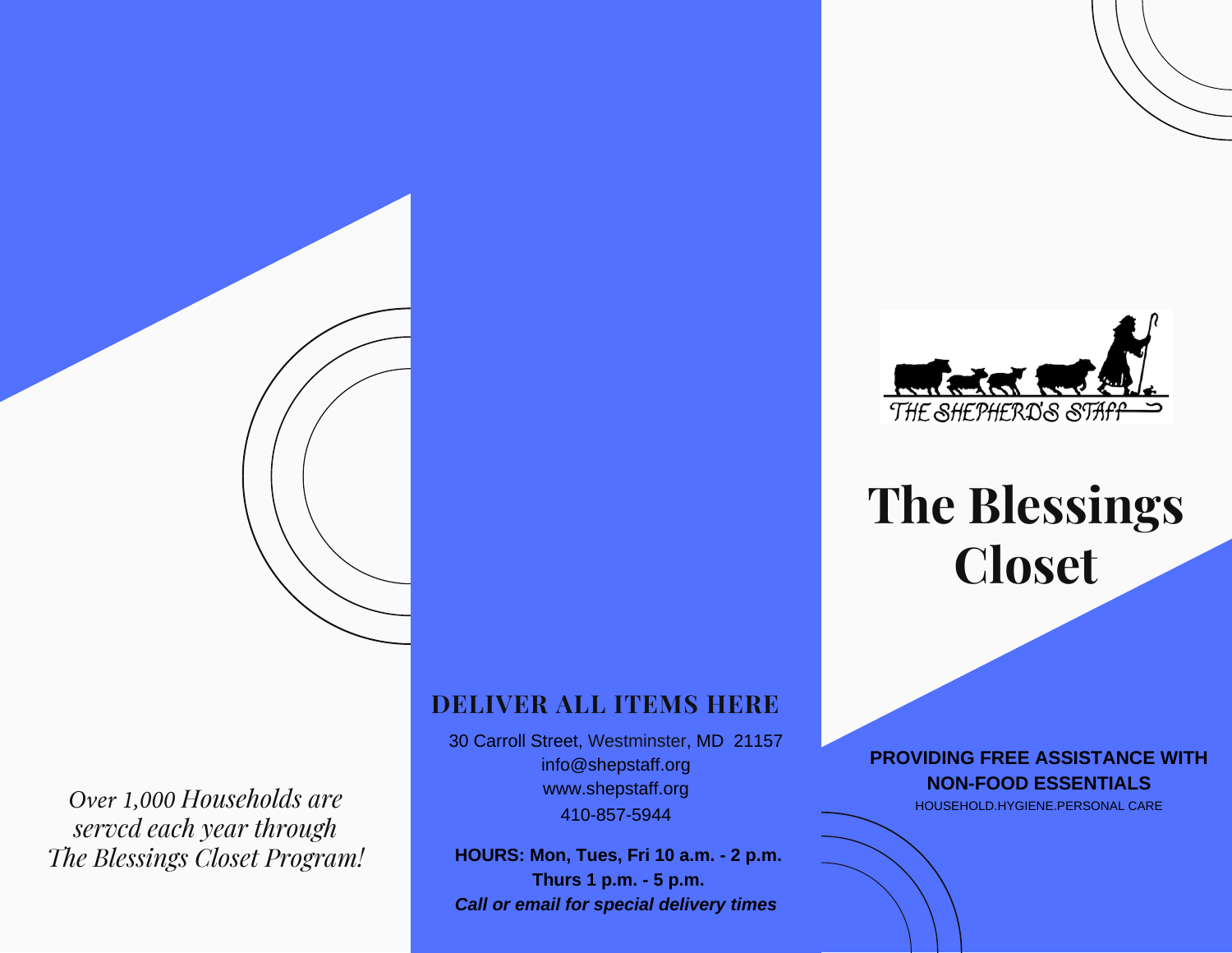*Over 1,000 Households are served each year through The Blessings Closet Program!*

## DELIVER ALL ITEMS HERE

30 Carroll Street, Westminster, MD 21157
info@shepstaff.org
www.shepstaff.org
410-857-5944

**HOURS: Mon, Tues, Fri 10 a.m. - 2 p.m.**
**Thurs 1 p.m. - 5 p.m.**
***Call or email for special delivery times***

THE SHEPHERD'S STAFF

# The Blessings Closet

**PROVIDING FREE ASSISTANCE WITH NON-FOOD ESSENTIALS**

HOUSEHOLD.HYGIENE.PERSONAL CARE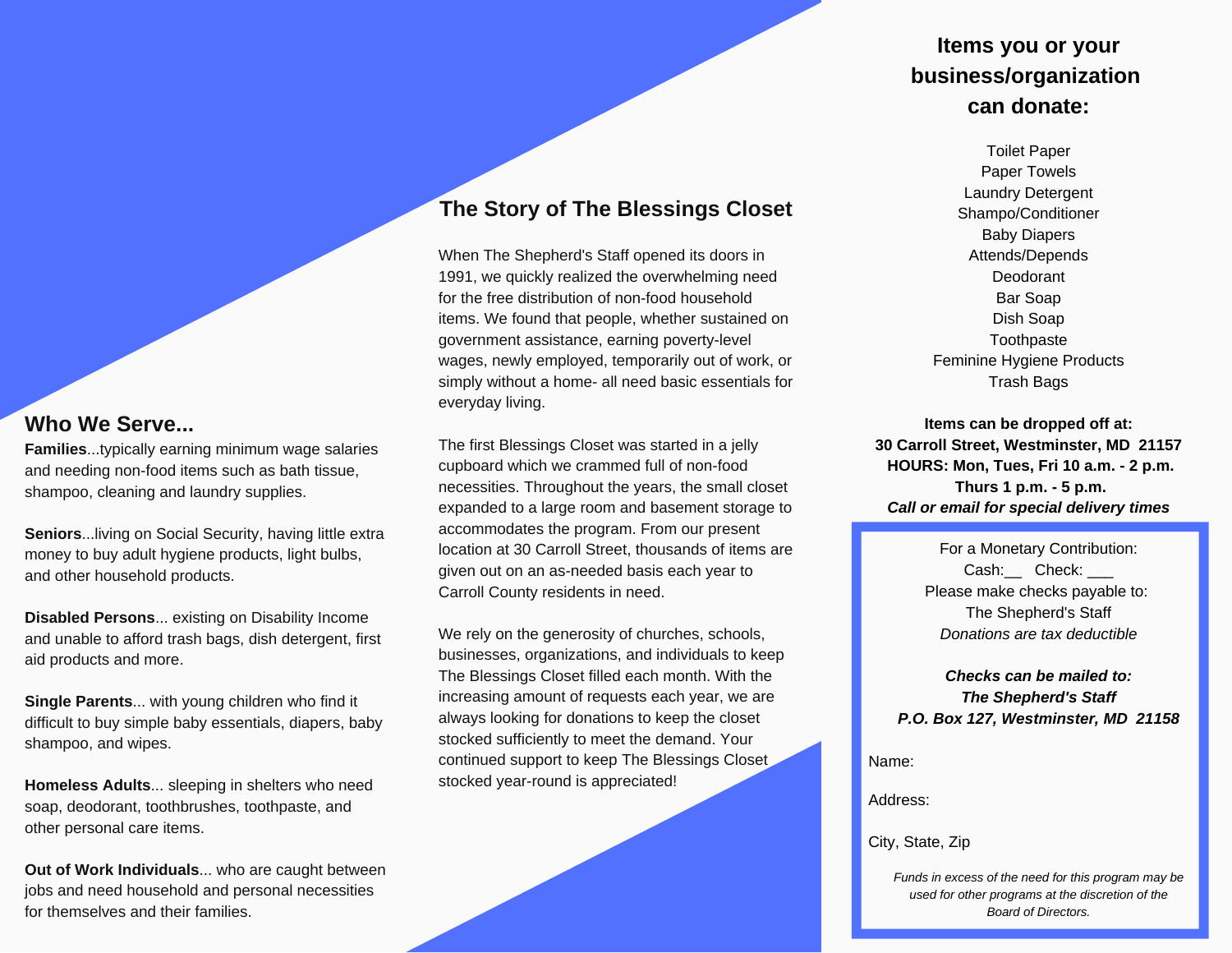## Who We Serve...

**Families**...typically earning minimum wage salaries and needing non-food items such as bath tissue, shampoo, cleaning and laundry supplies.

**Seniors**...living on Social Security, having little extra money to buy adult hygiene products, light bulbs, and other household products.

**Disabled Persons**... existing on Disability Income and unable to afford trash bags, dish detergent, first aid products and more.

**Single Parents**... with young children who find it difficult to buy simple baby essentials, diapers, baby shampoo, and wipes.

**Homeless Adults**... sleeping in shelters who need soap, deodorant, toothbrushes, toothpaste, and other personal care items.

**Out of Work Individuals**... who are caught between jobs and need household and personal necessities for themselves and their families.

## The Story of The Blessings Closet

When The Shepherd's Staff opened its doors in 1991, we quickly realized the overwhelming need for the free distribution of non-food household items. We found that people, whether sustained on government assistance, earning poverty-level wages, newly employed, temporarily out of work, or simply without a home- all need basic essentials for everyday living.

The first Blessings Closet was started in a jelly cupboard which we crammed full of non-food necessities. Throughout the years, the small closet expanded to a large room and basement storage to accommodates the program. From our present location at 30 Carroll Street, thousands of items are given out on an as-needed basis each year to Carroll County residents in need.

We rely on the generosity of churches, schools, businesses, organizations, and individuals to keep The Blessings Closet filled each month. With the increasing amount of requests each year, we are always looking for donations to keep the closet stocked sufficiently to meet the demand. Your continued support to keep The Blessings Closet stocked year-round is appreciated!

## Items you or your business/organization can donate:

Toilet Paper
Paper Towels
Laundry Detergent
Shampo/Conditioner
Baby Diapers
Attends/Depends
Deodorant
Bar Soap
Dish Soap
Toothpaste
Feminine Hygiene Products
Trash Bags

**Items can be dropped off at:**
**30 Carroll Street, Westminster, MD 21157**
**HOURS: Mon, Tues, Fri 10 a.m. - 2 p.m.**
**Thurs 1 p.m. - 5 p.m.**
***Call or email for special delivery times***

For a Monetary Contribution:
Cash:__ Check: ___
Please make checks payable to:
The Shepherd's Staff
*Donations are tax deductible*

***Checks can be mailed to:***
***The Shepherd's Staff***
***P.O. Box 127, Westminster, MD 21158***

Name:

Address:

City, State, Zip

*Funds in excess of the need for this program may be used for other programs at the discretion of the Board of Directors.*